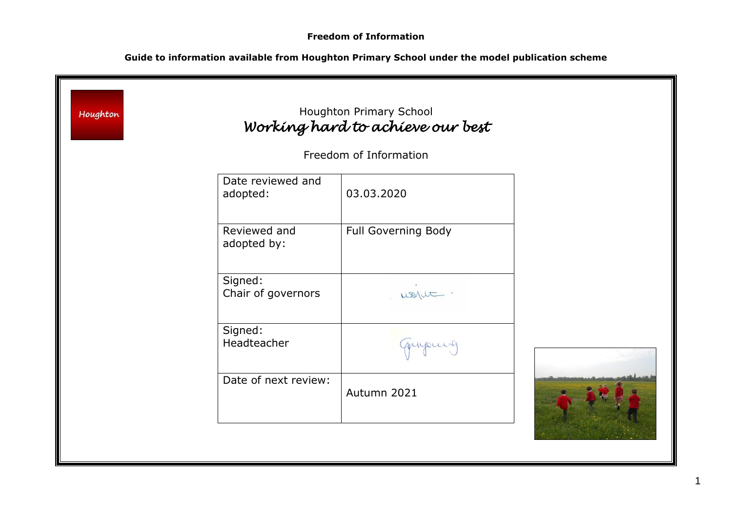**Freedom of Information**

**Guide to information available from Houghton Primary School under the model publication scheme**

Houghton

Houghton Primary School

*Working hard to achieve our best*

Freedom of Information

| Date reviewed and adopted: | 03.03.2020 |
|---|---|
| Reviewed and adopted by: | Full Governing Body |
| Signed: Chair of governors | |
| Signed: Headteacher | |
| Date of next review: | Autumn 2021 |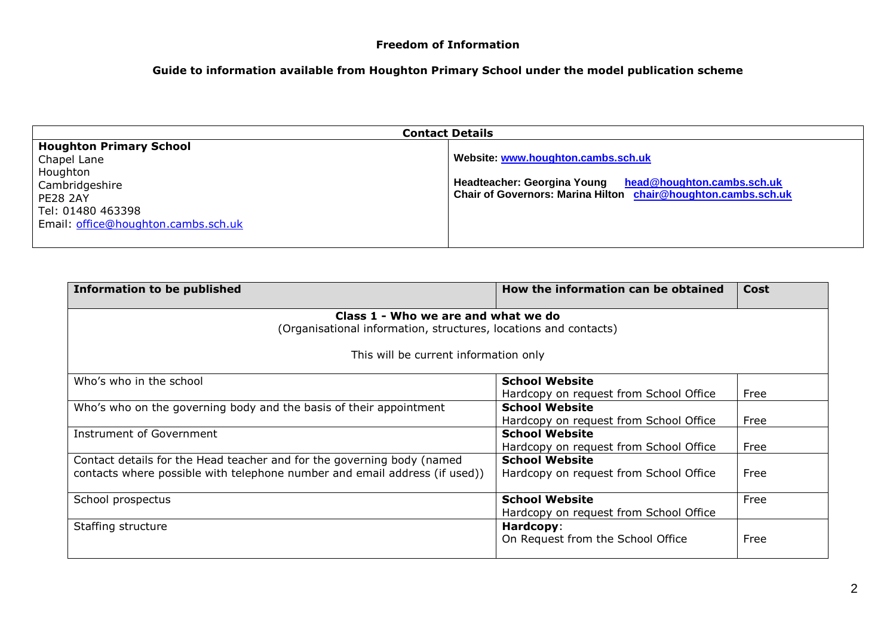**Freedom of Information**

**Guide to information available from Houghton Primary School under the model publication scheme**

| **Contact Details** | |
|---|---|
| **Houghton Primary School**<br>Chapel Lane<br>Houghton<br>Cambridgeshire<br>PE28 2AY<br>Tel: 01480 463398<br>Email: office@houghton.cambs.sch.uk | **Website: www.houghton.cambs.sch.uk**<br><br>**Headteacher: Georgina Young head@houghton.cambs.sch.uk**<br>**Chair of Governors: Marina Hilton chair@houghton.cambs.sch.uk** |

| Information to be published | How the information can be obtained | Cost |
|---|---|---|
| **Class 1 - Who we are and what we do**<br>(Organisational information, structures, locations and contacts)<br><br>This will be current information only | | |
| Who's who in the school | **School Website**<br>Hardcopy on request from School Office | Free |
| Who's who on the governing body and the basis of their appointment | **School Website**<br>Hardcopy on request from School Office | Free |
| Instrument of Government | **School Website**<br>Hardcopy on request from School Office | Free |
| Contact details for the Head teacher and for the governing body (named contacts where possible with telephone number and email address (if used)) | **School Website**<br>Hardcopy on request from School Office | Free |
| School prospectus | **School Website**<br>Hardcopy on request from School Office | Free |
| Staffing structure | **Hardcopy**:<br>On Request from the School Office | Free |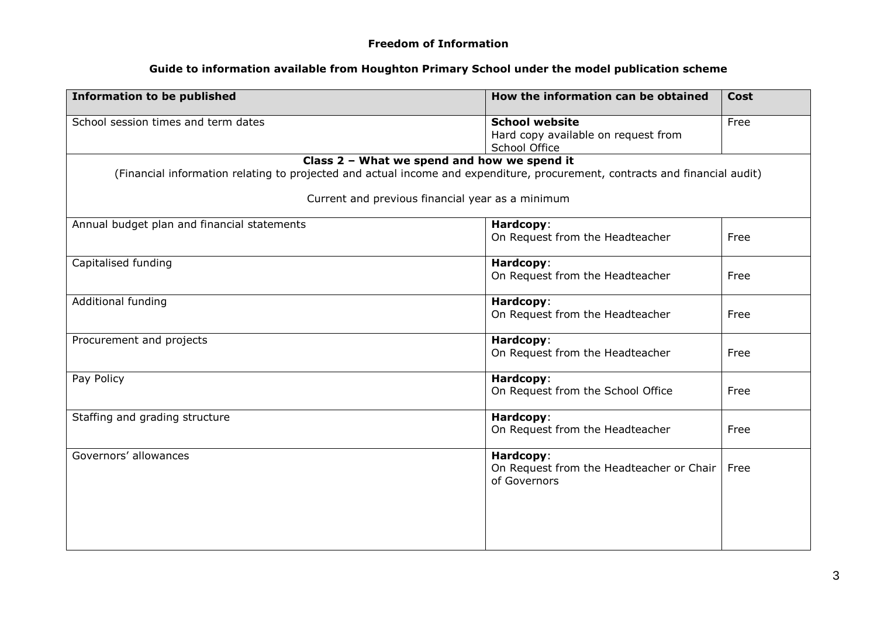**Freedom of Information**

**Guide to information available from Houghton Primary School under the model publication scheme**

| Information to be published | How the information can be obtained | Cost |
|---|---|---|
| School session times and term dates | **School website**<br>Hard copy available on request from School Office | Free |
| **Class 2 – What we spend and how we spend it**<br>(Financial information relating to projected and actual income and expenditure, procurement, contracts and financial audit)<br><br>Current and previous financial year as a minimum | | |
| Annual budget plan and financial statements | **Hardcopy**:<br>On Request from the Headteacher | Free |
| Capitalised funding | **Hardcopy**:<br>On Request from the Headteacher | Free |
| Additional funding | **Hardcopy**:<br>On Request from the Headteacher | Free |
| Procurement and projects | **Hardcopy**:<br>On Request from the Headteacher | Free |
| Pay Policy | **Hardcopy**:<br>On Request from the School Office | Free |
| Staffing and grading structure | **Hardcopy**:<br>On Request from the Headteacher | Free |
| Governors' allowances | **Hardcopy**:<br>On Request from the Headteacher or Chair of Governors | Free |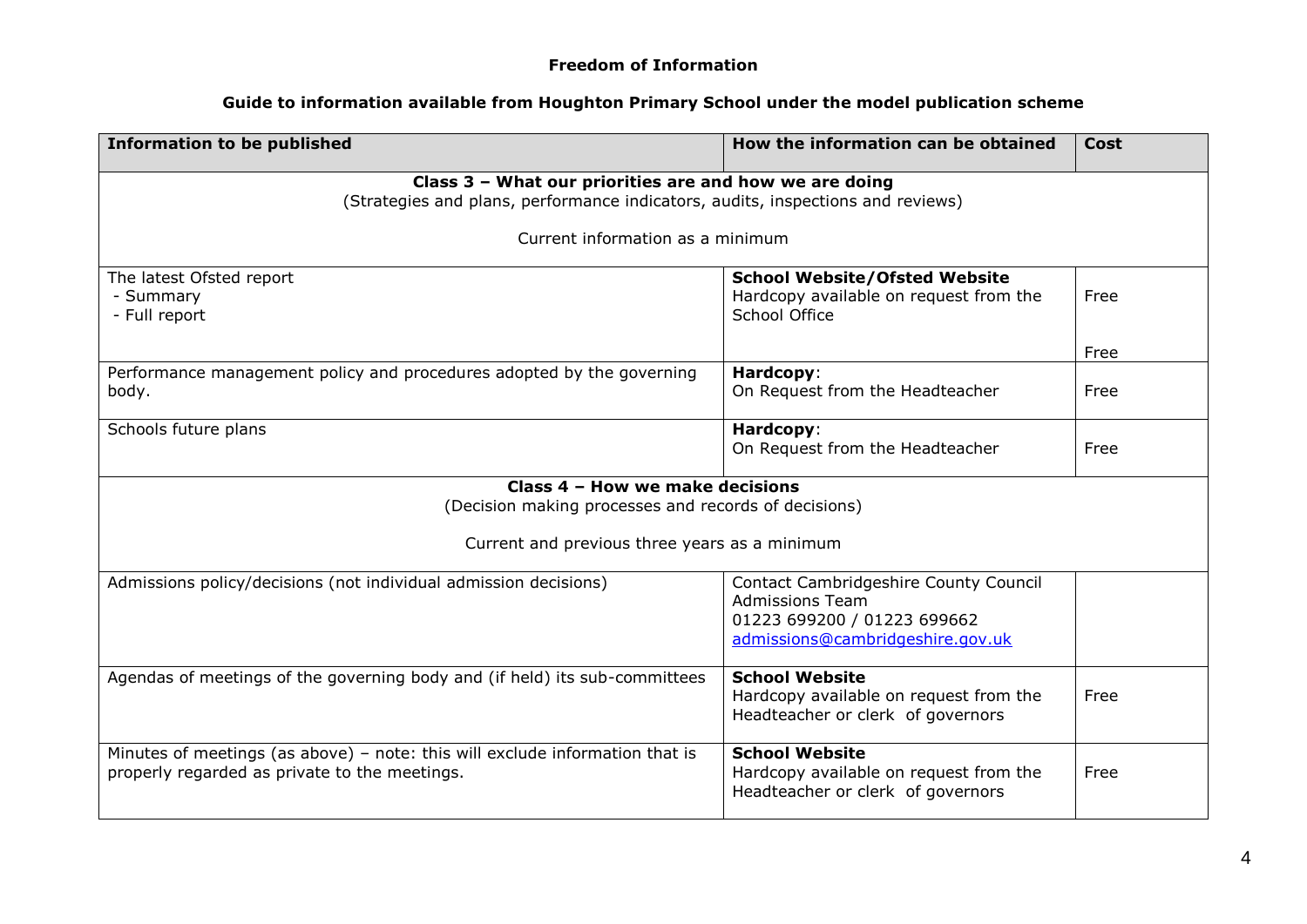**Freedom of Information**

**Guide to information available from Houghton Primary School under the model publication scheme**

| **Information to be published** | **How the information can be obtained** | **Cost** |
|---|---|---|
| **Class 3 – What our priorities are and how we are doing**<br>(Strategies and plans, performance indicators, audits, inspections and reviews)<br><br>Current information as a minimum | | |
| The latest Ofsted report<br>- Summary<br>- Full report | **School Website/Ofsted Website**<br>Hardcopy available on request from the School Office | Free<br><br>Free |
| Performance management policy and procedures adopted by the governing body. | **Hardcopy**:<br>On Request from the Headteacher | Free |
| Schools future plans | **Hardcopy**:<br>On Request from the Headteacher | Free |
| **Class 4 – How we make decisions**<br>(Decision making processes and records of decisions)<br><br>Current and previous three years as a minimum | | |
| Admissions policy/decisions (not individual admission decisions) | Contact Cambridgeshire County Council Admissions Team<br>01223 699200 / 01223 699662<br>admissions@cambridgeshire.gov.uk | |
| Agendas of meetings of the governing body and (if held) its sub-committees | **School Website**<br>Hardcopy available on request from the Headteacher or clerk of governors | Free |
| Minutes of meetings (as above) – note: this will exclude information that is properly regarded as private to the meetings. | **School Website**<br>Hardcopy available on request from the Headteacher or clerk of governors | Free |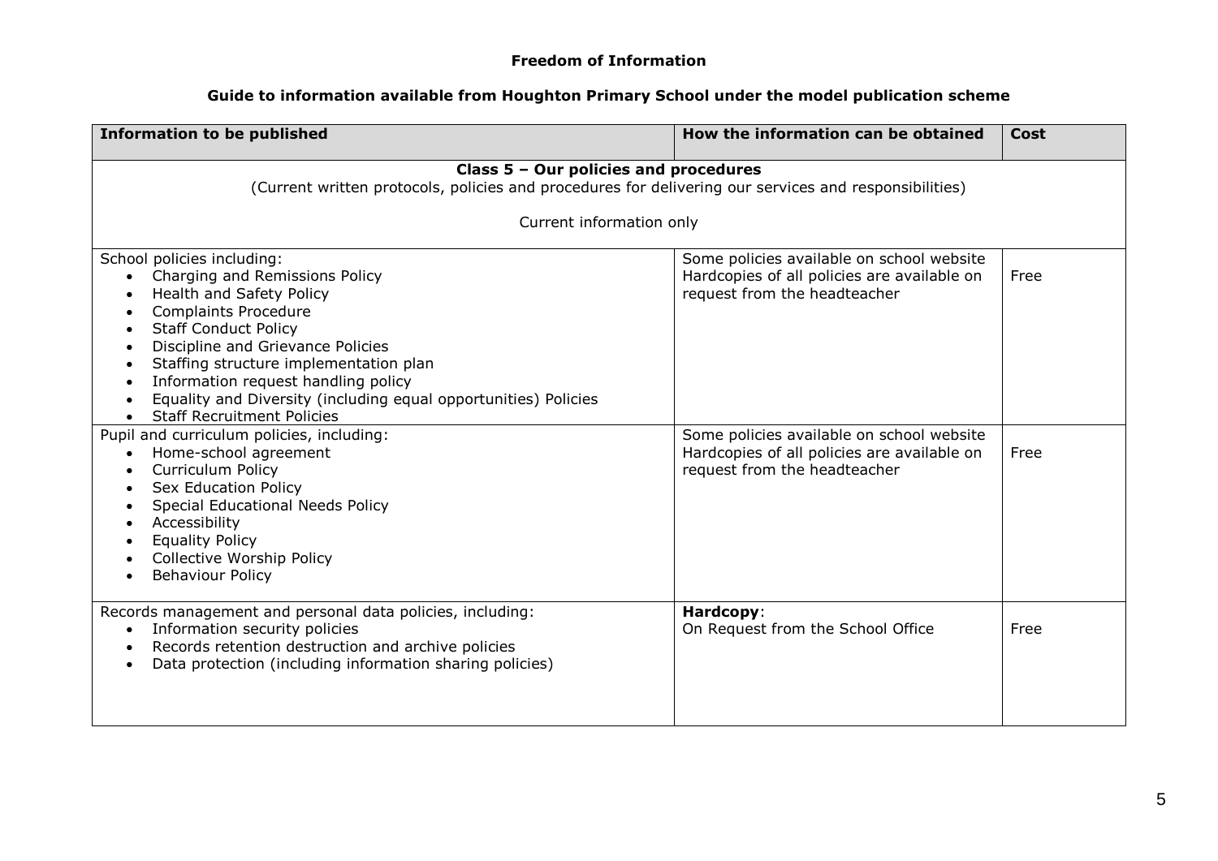**Freedom of Information**

**Guide to information available from Houghton Primary School under the model publication scheme**

| **Information to be published** | **How the information can be obtained** | **Cost** |
|---|---|---|
| **Class 5 – Our policies and procedures**<br>(Current written protocols, policies and procedures for delivering our services and responsibilities)<br><br>Current information only | | |
| School policies including:<br>• Charging and Remissions Policy<br>• Health and Safety Policy<br>• Complaints Procedure<br>• Staff Conduct Policy<br>• Discipline and Grievance Policies<br>• Staffing structure implementation plan<br>• Information request handling policy<br>• Equality and Diversity (including equal opportunities) Policies<br>• Staff Recruitment Policies | Some policies available on school website<br>Hardcopies of all policies are available on request from the headteacher | Free |
| Pupil and curriculum policies, including:<br>• Home-school agreement<br>• Curriculum Policy<br>• Sex Education Policy<br>• Special Educational Needs Policy<br>• Accessibility<br>• Equality Policy<br>• Collective Worship Policy<br>• Behaviour Policy | Some policies available on school website<br>Hardcopies of all policies are available on request from the headteacher | Free |
| Records management and personal data policies, including:<br>• Information security policies<br>• Records retention destruction and archive policies<br>• Data protection (including information sharing policies) | **Hardcopy**:<br>On Request from the School Office | Free |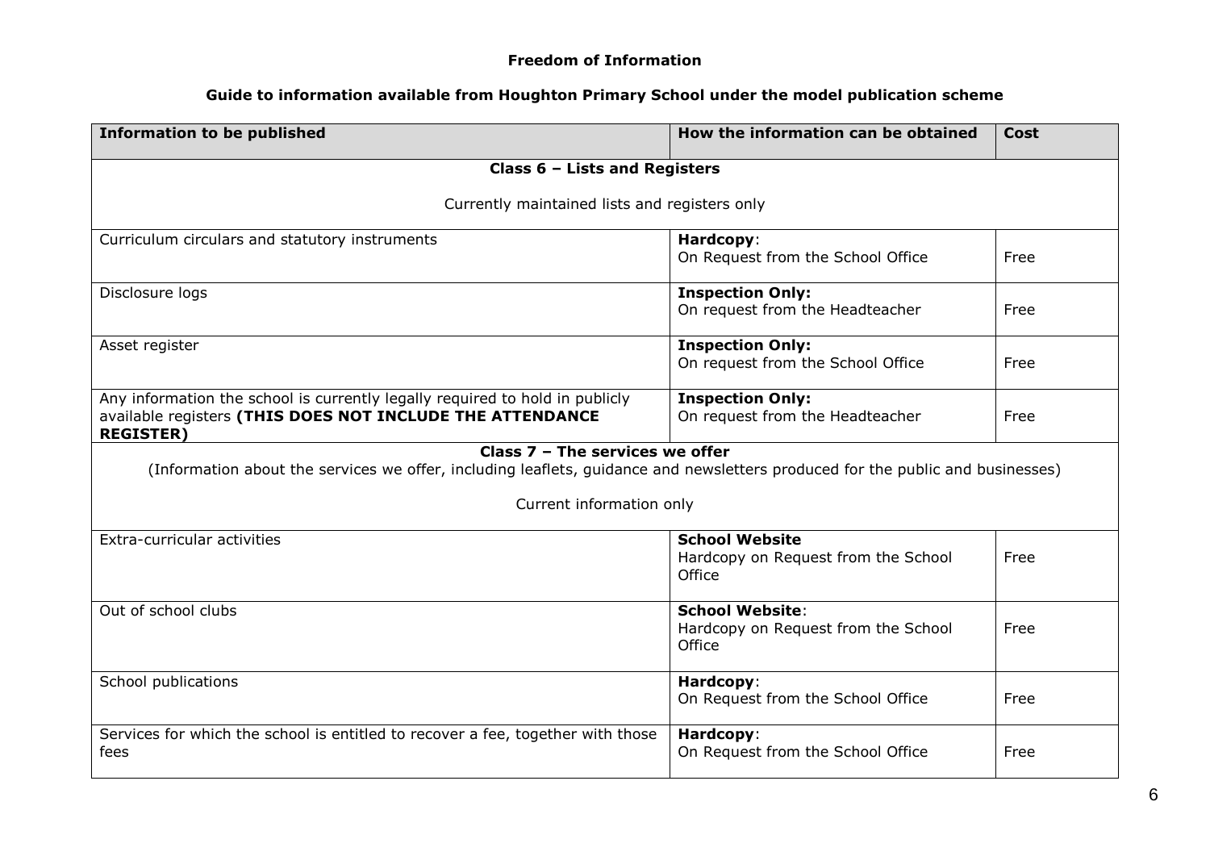**Freedom of Information**

**Guide to information available from Houghton Primary School under the model publication scheme**

| Information to be published | How the information can be obtained | Cost |
|---|---|---|
| **Class 6 – Lists and Registers**<br><br>Currently maintained lists and registers only | | |
| Curriculum circulars and statutory instruments | **Hardcopy**:<br>On Request from the School Office | Free |
| Disclosure logs | **Inspection Only:**<br>On request from the Headteacher | Free |
| Asset register | **Inspection Only:**<br>On request from the School Office | Free |
| Any information the school is currently legally required to hold in publicly available registers **(THIS DOES NOT INCLUDE THE ATTENDANCE REGISTER)** | **Inspection Only:**<br>On request from the Headteacher | Free |
| **Class 7 – The services we offer**<br>(Information about the services we offer, including leaflets, guidance and newsletters produced for the public and businesses)<br><br>Current information only | | |
| Extra-curricular activities | **School Website**<br>Hardcopy on Request from the School Office | Free |
| Out of school clubs | **School Website**:<br>Hardcopy on Request from the School Office | Free |
| School publications | **Hardcopy**:<br>On Request from the School Office | Free |
| Services for which the school is entitled to recover a fee, together with those fees | **Hardcopy**:<br>On Request from the School Office | Free |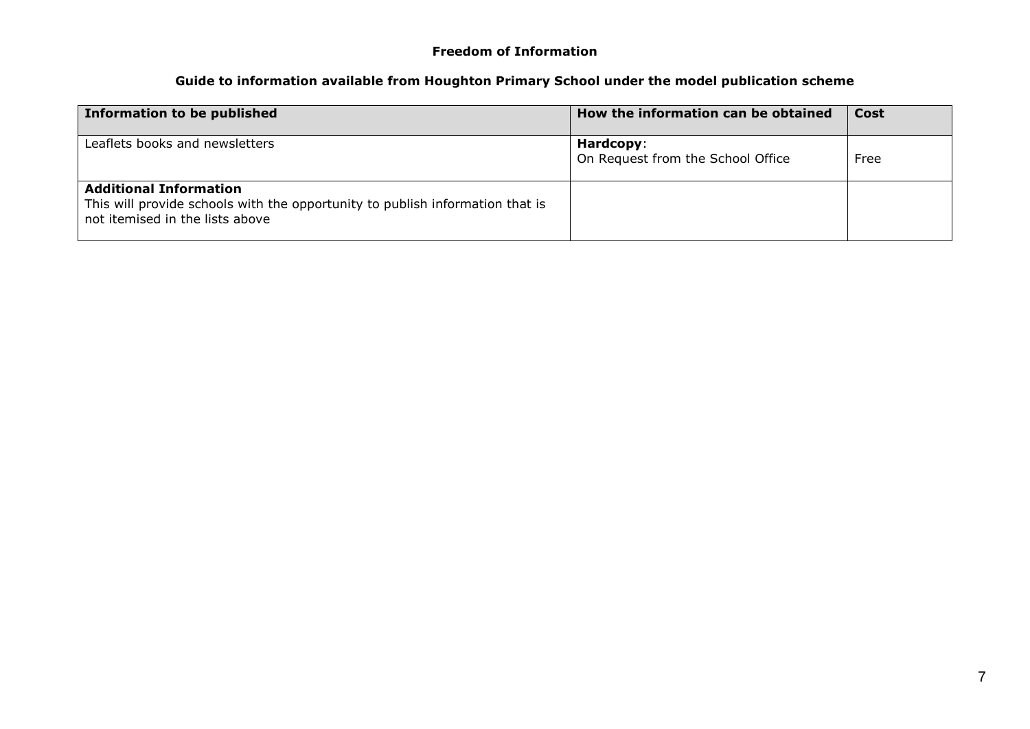**Freedom of Information**

**Guide to information available from Houghton Primary School under the model publication scheme**

| Information to be published | How the information can be obtained | Cost |
| --- | --- | --- |
| Leaflets books and newsletters | **Hardcopy**:<br>On Request from the School Office | Free |
| **Additional Information**<br>This will provide schools with the opportunity to publish information that is not itemised in the lists above | | |